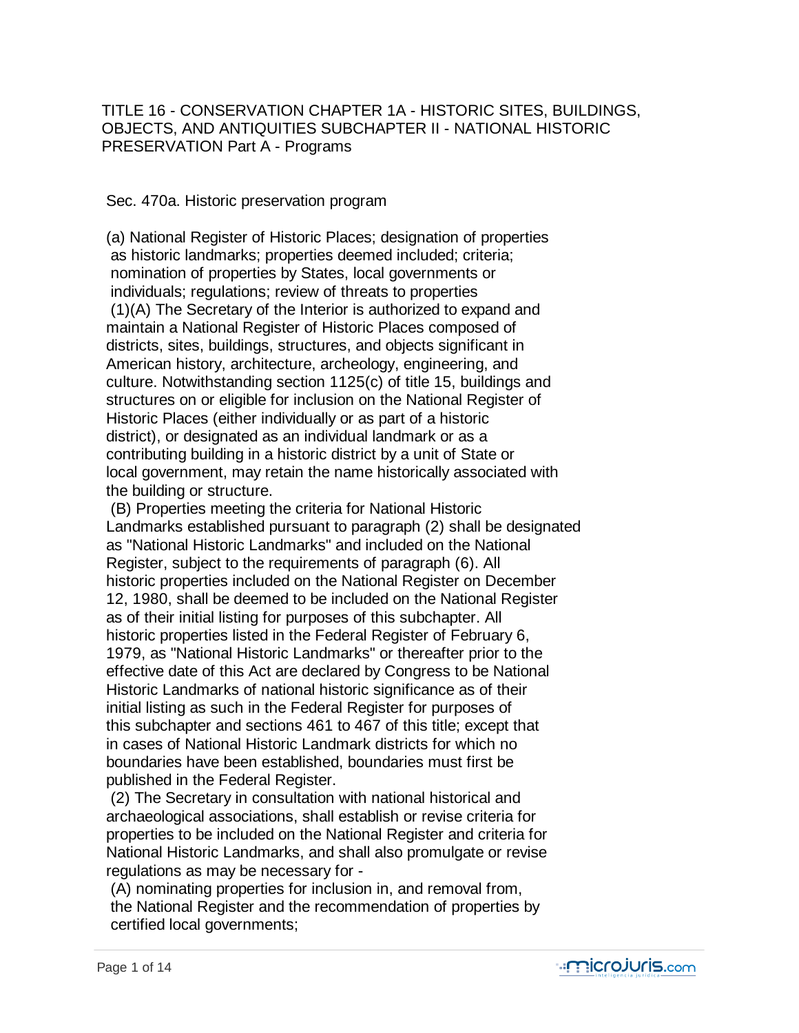TITLE 16 - CONSERVATION CHAPTER 1A - HISTORIC SITES, BUILDINGS, OBJECTS, AND ANTIQUITIES SUBCHAPTER II - NATIONAL HISTORIC PRESERVATION Part A - Programs

## Sec. 470a. Historic preservation program

(a) National Register of Historic Places; designation of properties as historic landmarks; properties deemed included; criteria; nomination of properties by States, local governments or individuals; regulations; review of threats to properties

(1)(A) The Secretary of the Interior is authorized to expand and maintain a National Register of Historic Places composed of districts, sites, buildings, structures, and objects significant in American history, architecture, archeology, engineering, and culture. Notwithstanding section 1125(c) of title 15, buildings and structures on or eligible for inclusion on the National Register of Historic Places (either individually or as part of a historic district), or designated as an individual landmark or as a contributing building in a historic district by a unit of State or local government, may retain the name historically associated with the building or structure.

(B) Properties meeting the criteria for National Historic Landmarks established pursuant to paragraph (2) shall be designated as "National Historic Landmarks" and included on the National Register, subject to the requirements of paragraph (6). All historic properties included on the National Register on December 12, 1980, shall be deemed to be included on the National Register as of their initial listing for purposes of this subchapter. All historic properties listed in the Federal Register of February 6, 1979, as "National Historic Landmarks" or thereafter prior to the effective date of this Act are declared by Congress to be National Historic Landmarks of national historic significance as of their initial listing as such in the Federal Register for purposes of this subchapter and sections 461 to 467 of this title; except that in cases of National Historic Landmark districts for which no boundaries have been established, boundaries must first be published in the Federal Register.

(2) The Secretary in consultation with national historical and archaeological associations, shall establish or revise criteria for properties to be included on the National Register and criteria for National Historic Landmarks, and shall also promulgate or revise regulations as may be necessary for -

(A) nominating properties for inclusion in, and removal from, the National Register and the recommendation of properties by certified local governments;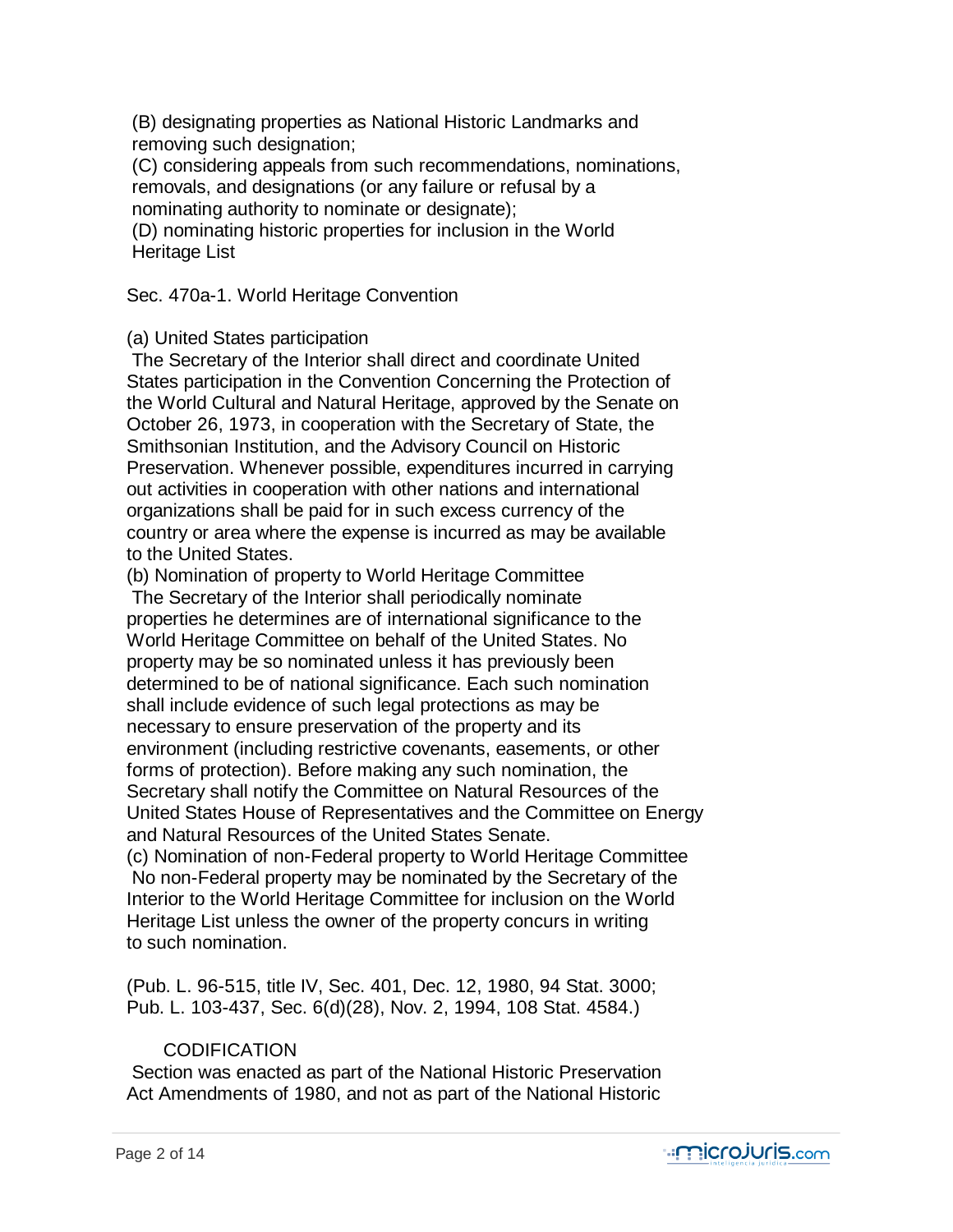(B) designating properties as National Historic Landmarks and removing such designation;
(C) considering appeals from such recommendations, nominations, removals, and designations (or any failure or refusal by a nominating authority to nominate or designate);
(D) nominating historic properties for inclusion in the World Heritage List

## Sec. 470a-1. World Heritage Convention

(a) United States participation
The Secretary of the Interior shall direct and coordinate United States participation in the Convention Concerning the Protection of the World Cultural and Natural Heritage, approved by the Senate on October 26, 1973, in cooperation with the Secretary of State, the Smithsonian Institution, and the Advisory Council on Historic Preservation. Whenever possible, expenditures incurred in carrying out activities in cooperation with other nations and international organizations shall be paid for in such excess currency of the country or area where the expense is incurred as may be available to the United States.
(b) Nomination of property to World Heritage Committee
The Secretary of the Interior shall periodically nominate properties he determines are of international significance to the World Heritage Committee on behalf of the United States. No property may be so nominated unless it has previously been determined to be of national significance. Each such nomination shall include evidence of such legal protections as may be necessary to ensure preservation of the property and its environment (including restrictive covenants, easements, or other forms of protection). Before making any such nomination, the Secretary shall notify the Committee on Natural Resources of the United States House of Representatives and the Committee on Energy and Natural Resources of the United States Senate.
(c) Nomination of non-Federal property to World Heritage Committee
No non-Federal property may be nominated by the Secretary of the Interior to the World Heritage Committee for inclusion on the World Heritage List unless the owner of the property concurs in writing to such nomination.

(Pub. L. 96-515, title IV, Sec. 401, Dec. 12, 1980, 94 Stat. 3000; Pub. L. 103-437, Sec. 6(d)(28), Nov. 2, 1994, 108 Stat. 4584.)

### CODIFICATION

Section was enacted as part of the National Historic Preservation Act Amendments of 1980, and not as part of the National Historic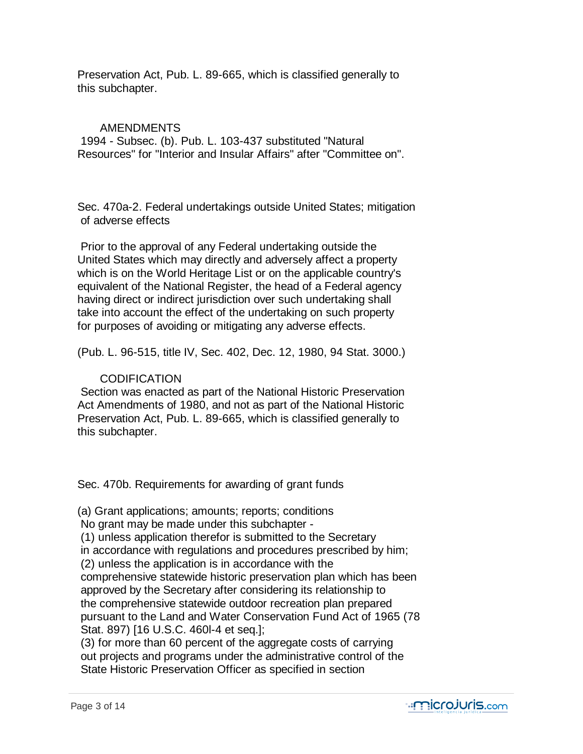Preservation Act, Pub. L. 89-665, which is classified generally to this subchapter.

AMENDMENTS

1994 - Subsec. (b). Pub. L. 103-437 substituted "Natural Resources" for "Interior and Insular Affairs" after "Committee on".

## Sec. 470a-2. Federal undertakings outside United States; mitigation of adverse effects

Prior to the approval of any Federal undertaking outside the United States which may directly and adversely affect a property which is on the World Heritage List or on the applicable country's equivalent of the National Register, the head of a Federal agency having direct or indirect jurisdiction over such undertaking shall take into account the effect of the undertaking on such property for purposes of avoiding or mitigating any adverse effects.

(Pub. L. 96-515, title IV, Sec. 402, Dec. 12, 1980, 94 Stat. 3000.)

CODIFICATION

Section was enacted as part of the National Historic Preservation Act Amendments of 1980, and not as part of the National Historic Preservation Act, Pub. L. 89-665, which is classified generally to this subchapter.

## Sec. 470b. Requirements for awarding of grant funds

(a) Grant applications; amounts; reports; conditions

No grant may be made under this subchapter -

(1) unless application therefor is submitted to the Secretary in accordance with regulations and procedures prescribed by him;

(2) unless the application is in accordance with the comprehensive statewide historic preservation plan which has been approved by the Secretary after considering its relationship to the comprehensive statewide outdoor recreation plan prepared pursuant to the Land and Water Conservation Fund Act of 1965 (78 Stat. 897) [16 U.S.C. 460l-4 et seq.];

(3) for more than 60 percent of the aggregate costs of carrying out projects and programs under the administrative control of the State Historic Preservation Officer as specified in section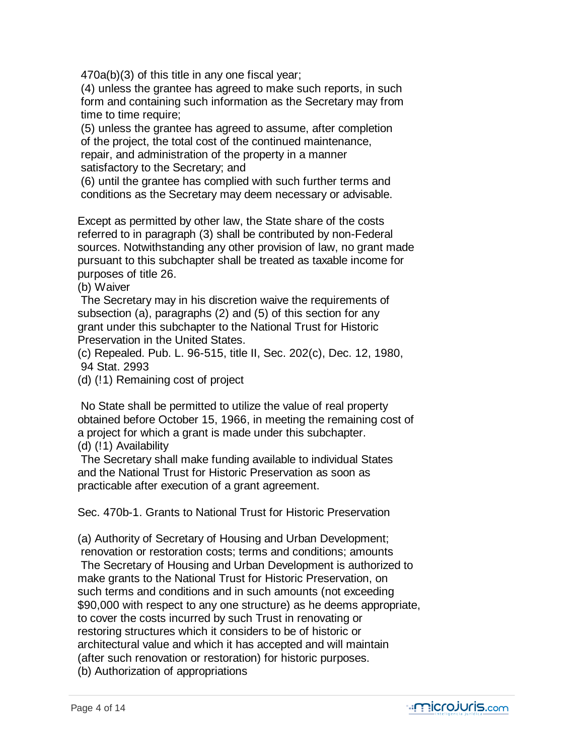470a(b)(3) of this title in any one fiscal year;

(4) unless the grantee has agreed to make such reports, in such form and containing such information as the Secretary may from time to time require;

(5) unless the grantee has agreed to assume, after completion of the project, the total cost of the continued maintenance, repair, and administration of the property in a manner satisfactory to the Secretary; and

(6) until the grantee has complied with such further terms and conditions as the Secretary may deem necessary or advisable.

Except as permitted by other law, the State share of the costs referred to in paragraph (3) shall be contributed by non-Federal sources. Notwithstanding any other provision of law, no grant made pursuant to this subchapter shall be treated as taxable income for purposes of title 26.

(b) Waiver

The Secretary may in his discretion waive the requirements of subsection (a), paragraphs (2) and (5) of this section for any grant under this subchapter to the National Trust for Historic Preservation in the United States.

(c) Repealed. Pub. L. 96-515, title II, Sec. 202(c), Dec. 12, 1980, 94 Stat. 2993

(d) (!1) Remaining cost of project

No State shall be permitted to utilize the value of real property obtained before October 15, 1966, in meeting the remaining cost of a project for which a grant is made under this subchapter.

(d) (!1) Availability

The Secretary shall make funding available to individual States and the National Trust for Historic Preservation as soon as practicable after execution of a grant agreement.

Sec. 470b-1. Grants to National Trust for Historic Preservation

(a) Authority of Secretary of Housing and Urban Development; renovation or restoration costs; terms and conditions; amounts

The Secretary of Housing and Urban Development is authorized to make grants to the National Trust for Historic Preservation, on such terms and conditions and in such amounts (not exceeding $90,000 with respect to any one structure) as he deems appropriate, to cover the costs incurred by such Trust in renovating or restoring structures which it considers to be of historic or architectural value and which it has accepted and will maintain (after such renovation or restoration) for historic purposes.

(b) Authorization of appropriations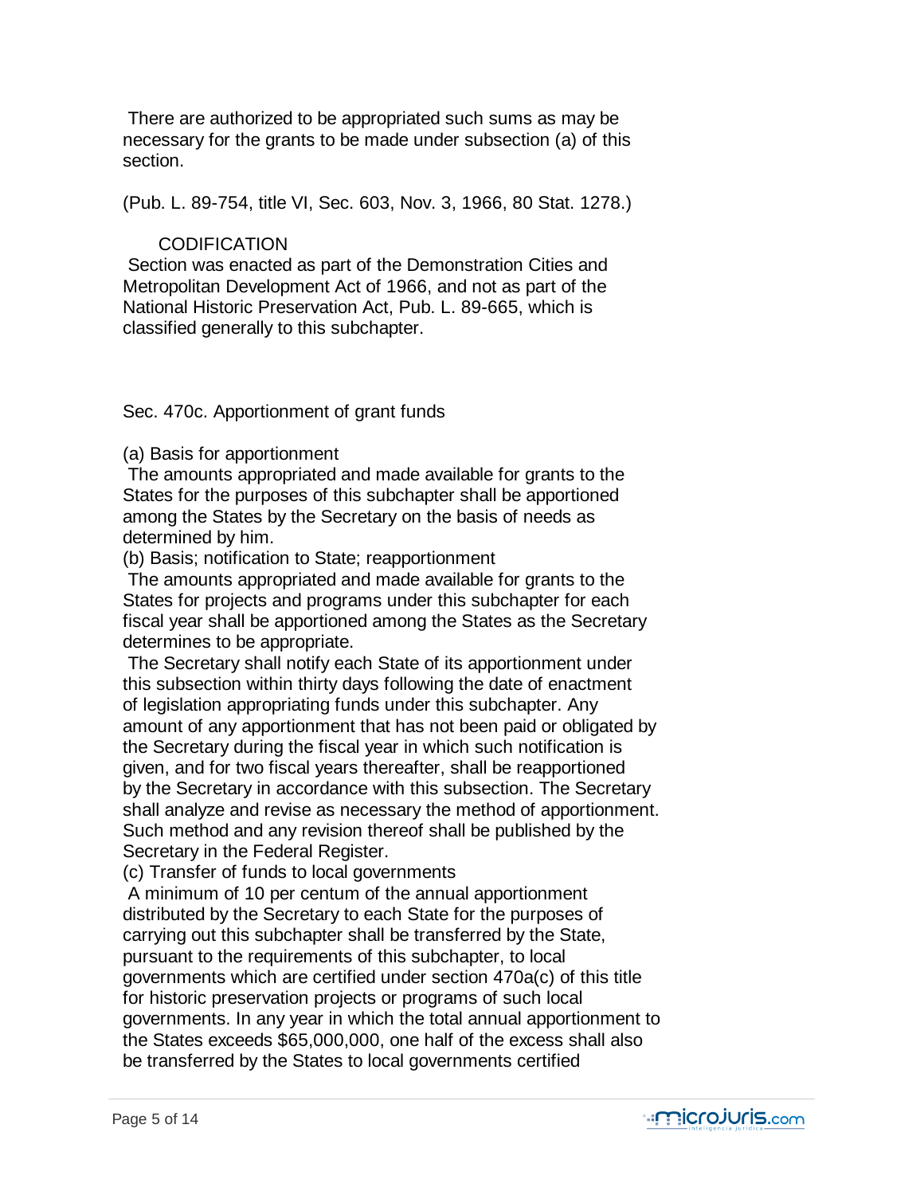There are authorized to be appropriated such sums as may be necessary for the grants to be made under subsection (a) of this section.

(Pub. L. 89-754, title VI, Sec. 603, Nov. 3, 1966, 80 Stat. 1278.)

CODIFICATION

Section was enacted as part of the Demonstration Cities and Metropolitan Development Act of 1966, and not as part of the National Historic Preservation Act, Pub. L. 89-665, which is classified generally to this subchapter.

## Sec. 470c. Apportionment of grant funds

(a) Basis for apportionment

The amounts appropriated and made available for grants to the States for the purposes of this subchapter shall be apportioned among the States by the Secretary on the basis of needs as determined by him.

(b) Basis; notification to State; reapportionment

The amounts appropriated and made available for grants to the States for projects and programs under this subchapter for each fiscal year shall be apportioned among the States as the Secretary determines to be appropriate.

The Secretary shall notify each State of its apportionment under this subsection within thirty days following the date of enactment of legislation appropriating funds under this subchapter. Any amount of any apportionment that has not been paid or obligated by the Secretary during the fiscal year in which such notification is given, and for two fiscal years thereafter, shall be reapportioned by the Secretary in accordance with this subsection. The Secretary shall analyze and revise as necessary the method of apportionment. Such method and any revision thereof shall be published by the Secretary in the Federal Register.

(c) Transfer of funds to local governments

A minimum of 10 per centum of the annual apportionment distributed by the Secretary to each State for the purposes of carrying out this subchapter shall be transferred by the State, pursuant to the requirements of this subchapter, to local governments which are certified under section 470a(c) of this title for historic preservation projects or programs of such local governments. In any year in which the total annual apportionment to the States exceeds $65,000,000, one half of the excess shall also be transferred by the States to local governments certified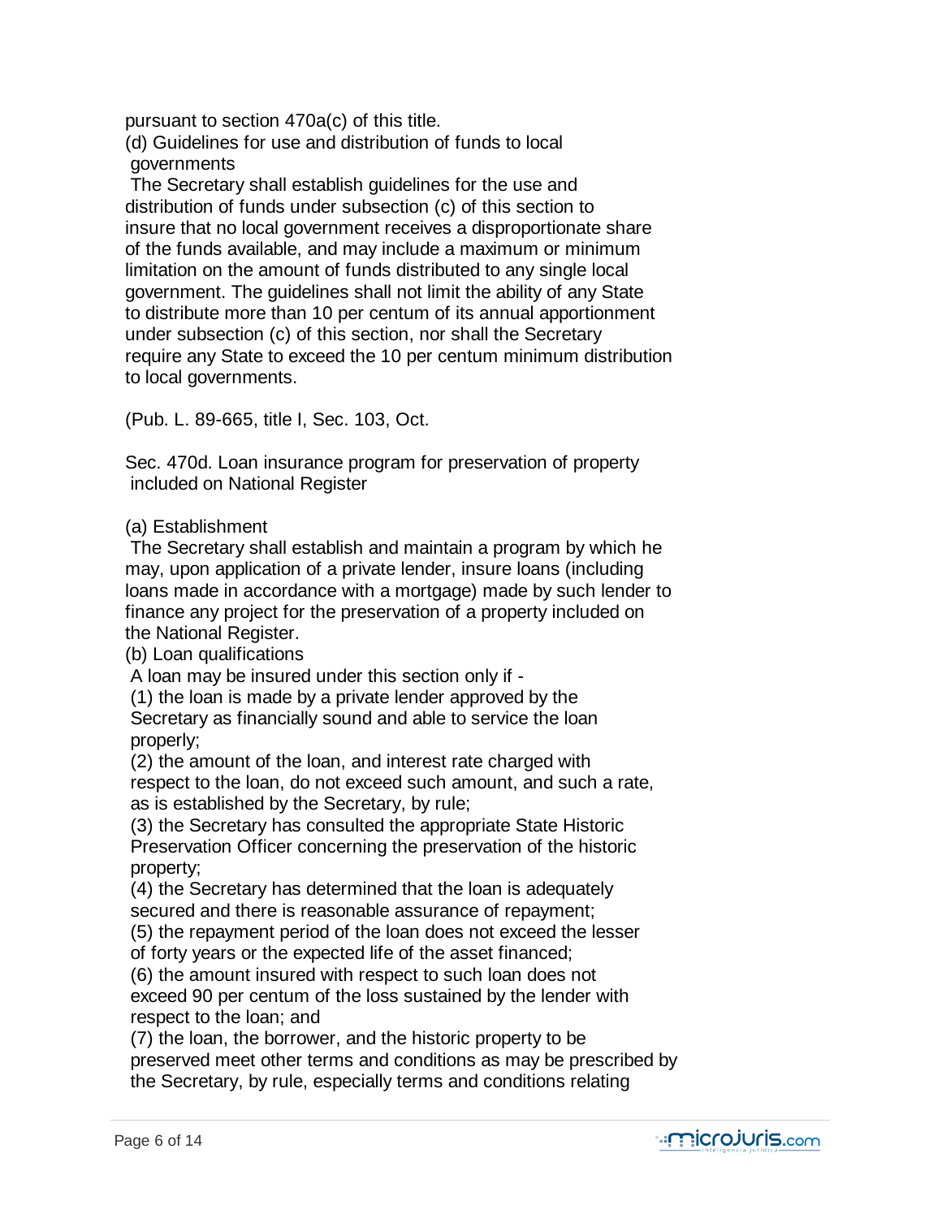pursuant to section 470a(c) of this title.

(d) Guidelines for use and distribution of funds to local governments

The Secretary shall establish guidelines for the use and distribution of funds under subsection (c) of this section to insure that no local government receives a disproportionate share of the funds available, and may include a maximum or minimum limitation on the amount of funds distributed to any single local government. The guidelines shall not limit the ability of any State to distribute more than 10 per centum of its annual apportionment under subsection (c) of this section, nor shall the Secretary require any State to exceed the 10 per centum minimum distribution to local governments.

(Pub. L. 89-665, title I, Sec. 103, Oct.

Sec. 470d. Loan insurance program for preservation of property included on National Register

(a) Establishment

The Secretary shall establish and maintain a program by which he may, upon application of a private lender, insure loans (including loans made in accordance with a mortgage) made by such lender to finance any project for the preservation of a property included on the National Register.

(b) Loan qualifications

A loan may be insured under this section only if -

(1) the loan is made by a private lender approved by the Secretary as financially sound and able to service the loan properly;

(2) the amount of the loan, and interest rate charged with respect to the loan, do not exceed such amount, and such a rate, as is established by the Secretary, by rule;

(3) the Secretary has consulted the appropriate State Historic Preservation Officer concerning the preservation of the historic property;

(4) the Secretary has determined that the loan is adequately secured and there is reasonable assurance of repayment;

(5) the repayment period of the loan does not exceed the lesser of forty years or the expected life of the asset financed;

(6) the amount insured with respect to such loan does not exceed 90 per centum of the loss sustained by the lender with respect to the loan; and

(7) the loan, the borrower, and the historic property to be preserved meet other terms and conditions as may be prescribed by the Secretary, by rule, especially terms and conditions relating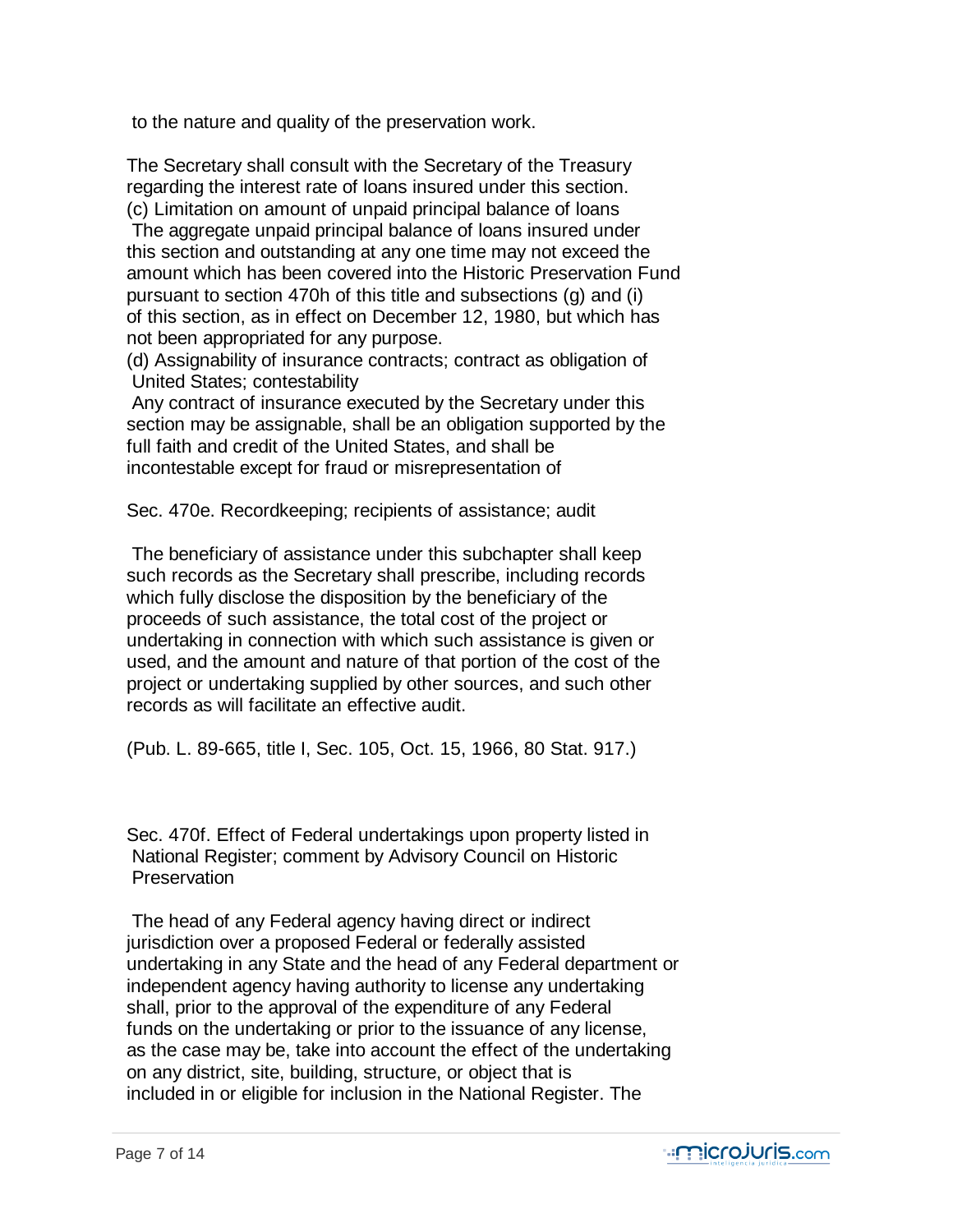to the nature and quality of the preservation work.

The Secretary shall consult with the Secretary of the Treasury regarding the interest rate of loans insured under this section.

(c) Limitation on amount of unpaid principal balance of loans

The aggregate unpaid principal balance of loans insured under this section and outstanding at any one time may not exceed the amount which has been covered into the Historic Preservation Fund pursuant to section 470h of this title and subsections (g) and (i) of this section, as in effect on December 12, 1980, but which has not been appropriated for any purpose.

(d) Assignability of insurance contracts; contract as obligation of United States; contestability

Any contract of insurance executed by the Secretary under this section may be assignable, shall be an obligation supported by the full faith and credit of the United States, and shall be incontestable except for fraud or misrepresentation of

## Sec. 470e. Recordkeeping; recipients of assistance; audit

The beneficiary of assistance under this subchapter shall keep such records as the Secretary shall prescribe, including records which fully disclose the disposition by the beneficiary of the proceeds of such assistance, the total cost of the project or undertaking in connection with which such assistance is given or used, and the amount and nature of that portion of the cost of the project or undertaking supplied by other sources, and such other records as will facilitate an effective audit.

(Pub. L. 89-665, title I, Sec. 105, Oct. 15, 1966, 80 Stat. 917.)

## Sec. 470f. Effect of Federal undertakings upon property listed in National Register; comment by Advisory Council on Historic Preservation

The head of any Federal agency having direct or indirect jurisdiction over a proposed Federal or federally assisted undertaking in any State and the head of any Federal department or independent agency having authority to license any undertaking shall, prior to the approval of the expenditure of any Federal funds on the undertaking or prior to the issuance of any license, as the case may be, take into account the effect of the undertaking on any district, site, building, structure, or object that is included in or eligible for inclusion in the National Register. The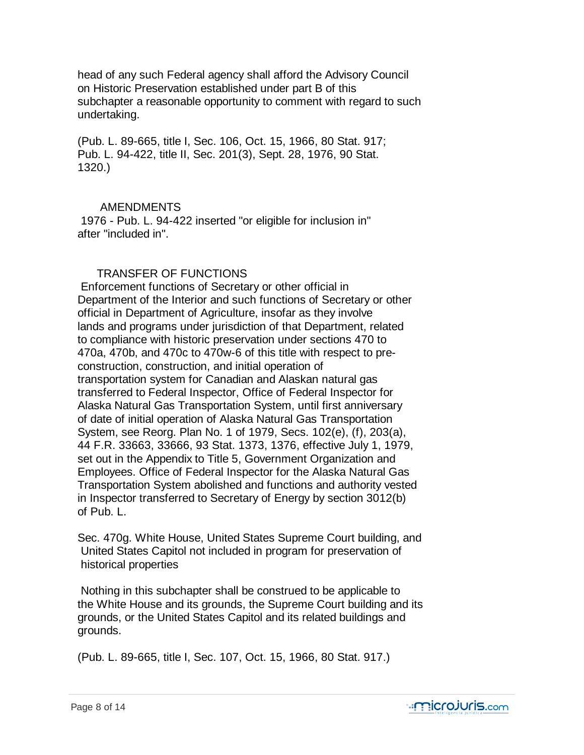head of any such Federal agency shall afford the Advisory Council on Historic Preservation established under part B of this subchapter a reasonable opportunity to comment with regard to such undertaking.

(Pub. L. 89-665, title I, Sec. 106, Oct. 15, 1966, 80 Stat. 917; Pub. L. 94-422, title II, Sec. 201(3), Sept. 28, 1976, 90 Stat. 1320.)

### AMENDMENTS

1976 - Pub. L. 94-422 inserted "or eligible for inclusion in" after "included in".

### TRANSFER OF FUNCTIONS

Enforcement functions of Secretary or other official in Department of the Interior and such functions of Secretary or other official in Department of Agriculture, insofar as they involve lands and programs under jurisdiction of that Department, related to compliance with historic preservation under sections 470 to 470a, 470b, and 470c to 470w-6 of this title with respect to pre-construction, construction, and initial operation of transportation system for Canadian and Alaskan natural gas transferred to Federal Inspector, Office of Federal Inspector for Alaska Natural Gas Transportation System, until first anniversary of date of initial operation of Alaska Natural Gas Transportation System, see Reorg. Plan No. 1 of 1979, Secs. 102(e), (f), 203(a), 44 F.R. 33663, 33666, 93 Stat. 1373, 1376, effective July 1, 1979, set out in the Appendix to Title 5, Government Organization and Employees. Office of Federal Inspector for the Alaska Natural Gas Transportation System abolished and functions and authority vested in Inspector transferred to Secretary of Energy by section 3012(b) of Pub. L.

## Sec. 470g. White House, United States Supreme Court building, and United States Capitol not included in program for preservation of historical properties

Nothing in this subchapter shall be construed to be applicable to the White House and its grounds, the Supreme Court building and its grounds, or the United States Capitol and its related buildings and grounds.

(Pub. L. 89-665, title I, Sec. 107, Oct. 15, 1966, 80 Stat. 917.)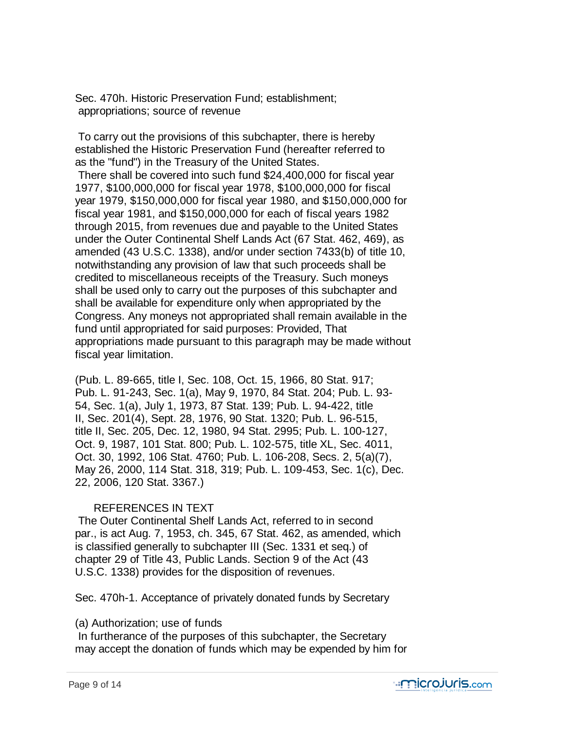## Sec. 470h. Historic Preservation Fund; establishment; appropriations; source of revenue

To carry out the provisions of this subchapter, there is hereby established the Historic Preservation Fund (hereafter referred to as the "fund") in the Treasury of the United States.

There shall be covered into such fund $24,400,000 for fiscal year 1977, $100,000,000 for fiscal year 1978, $100,000,000 for fiscal year 1979, $150,000,000 for fiscal year 1980, and $150,000,000 for fiscal year 1981, and $150,000,000 for each of fiscal years 1982 through 2015, from revenues due and payable to the United States under the Outer Continental Shelf Lands Act (67 Stat. 462, 469), as amended (43 U.S.C. 1338), and/or under section 7433(b) of title 10, notwithstanding any provision of law that such proceeds shall be credited to miscellaneous receipts of the Treasury. Such moneys shall be used only to carry out the purposes of this subchapter and shall be available for expenditure only when appropriated by the Congress. Any moneys not appropriated shall remain available in the fund until appropriated for said purposes: Provided, That appropriations made pursuant to this paragraph may be made without fiscal year limitation.

(Pub. L. 89-665, title I, Sec. 108, Oct. 15, 1966, 80 Stat. 917; Pub. L. 91-243, Sec. 1(a), May 9, 1970, 84 Stat. 204; Pub. L. 93-54, Sec. 1(a), July 1, 1973, 87 Stat. 139; Pub. L. 94-422, title II, Sec. 201(4), Sept. 28, 1976, 90 Stat. 1320; Pub. L. 96-515, title II, Sec. 205, Dec. 12, 1980, 94 Stat. 2995; Pub. L. 100-127, Oct. 9, 1987, 101 Stat. 800; Pub. L. 102-575, title XL, Sec. 4011, Oct. 30, 1992, 106 Stat. 4760; Pub. L. 106-208, Secs. 2, 5(a)(7), May 26, 2000, 114 Stat. 318, 319; Pub. L. 109-453, Sec. 1(c), Dec. 22, 2006, 120 Stat. 3367.)

### REFERENCES IN TEXT

The Outer Continental Shelf Lands Act, referred to in second par., is act Aug. 7, 1953, ch. 345, 67 Stat. 462, as amended, which is classified generally to subchapter III (Sec. 1331 et seq.) of chapter 29 of Title 43, Public Lands. Section 9 of the Act (43 U.S.C. 1338) provides for the disposition of revenues.

## Sec. 470h-1. Acceptance of privately donated funds by Secretary

(a) Authorization; use of funds

In furtherance of the purposes of this subchapter, the Secretary may accept the donation of funds which may be expended by him for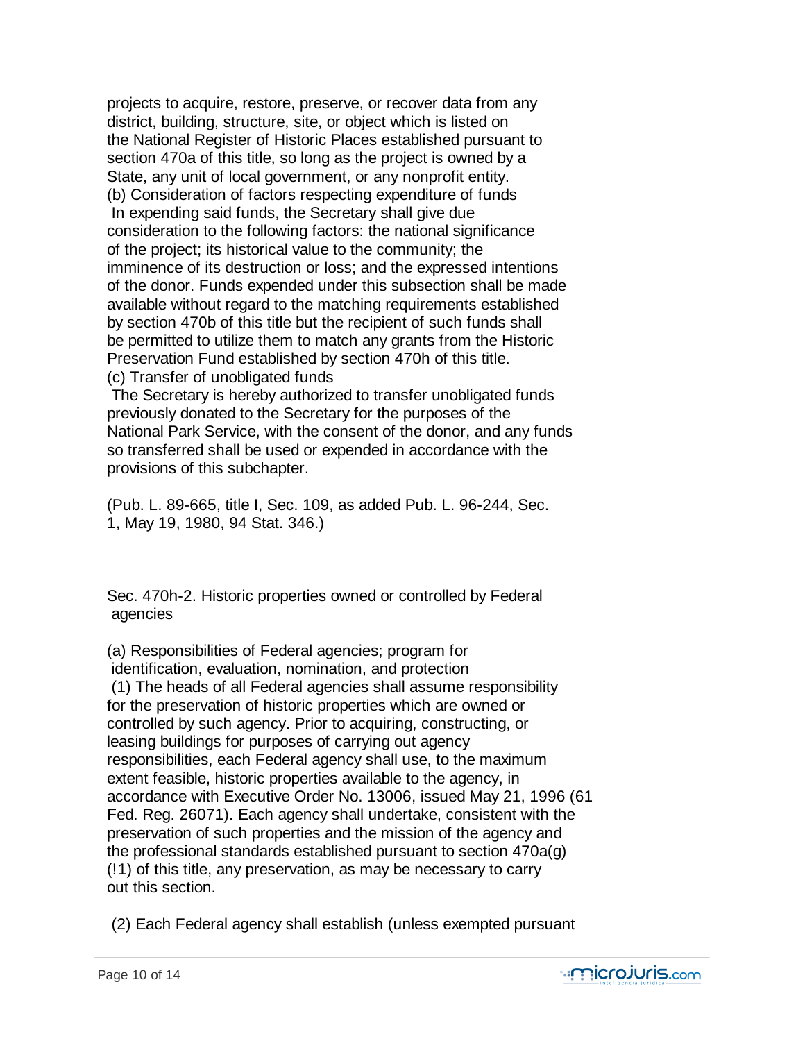projects to acquire, restore, preserve, or recover data from any district, building, structure, site, or object which is listed on the National Register of Historic Places established pursuant to section 470a of this title, so long as the project is owned by a State, any unit of local government, or any nonprofit entity.

(b) Consideration of factors respecting expenditure of funds

In expending said funds, the Secretary shall give due consideration to the following factors: the national significance of the project; its historical value to the community; the imminence of its destruction or loss; and the expressed intentions of the donor. Funds expended under this subsection shall be made available without regard to the matching requirements established by section 470b of this title but the recipient of such funds shall be permitted to utilize them to match any grants from the Historic Preservation Fund established by section 470h of this title.

(c) Transfer of unobligated funds

The Secretary is hereby authorized to transfer unobligated funds previously donated to the Secretary for the purposes of the National Park Service, with the consent of the donor, and any funds so transferred shall be used or expended in accordance with the provisions of this subchapter.

(Pub. L. 89-665, title I, Sec. 109, as added Pub. L. 96-244, Sec. 1, May 19, 1980, 94 Stat. 346.)

## Sec. 470h-2. Historic properties owned or controlled by Federal agencies

(a) Responsibilities of Federal agencies; program for identification, evaluation, nomination, and protection

(1) The heads of all Federal agencies shall assume responsibility for the preservation of historic properties which are owned or controlled by such agency. Prior to acquiring, constructing, or leasing buildings for purposes of carrying out agency responsibilities, each Federal agency shall use, to the maximum extent feasible, historic properties available to the agency, in accordance with Executive Order No. 13006, issued May 21, 1996 (61 Fed. Reg. 26071). Each agency shall undertake, consistent with the preservation of such properties and the mission of the agency and the professional standards established pursuant to section 470a(g) (!1) of this title, any preservation, as may be necessary to carry out this section.

(2) Each Federal agency shall establish (unless exempted pursuant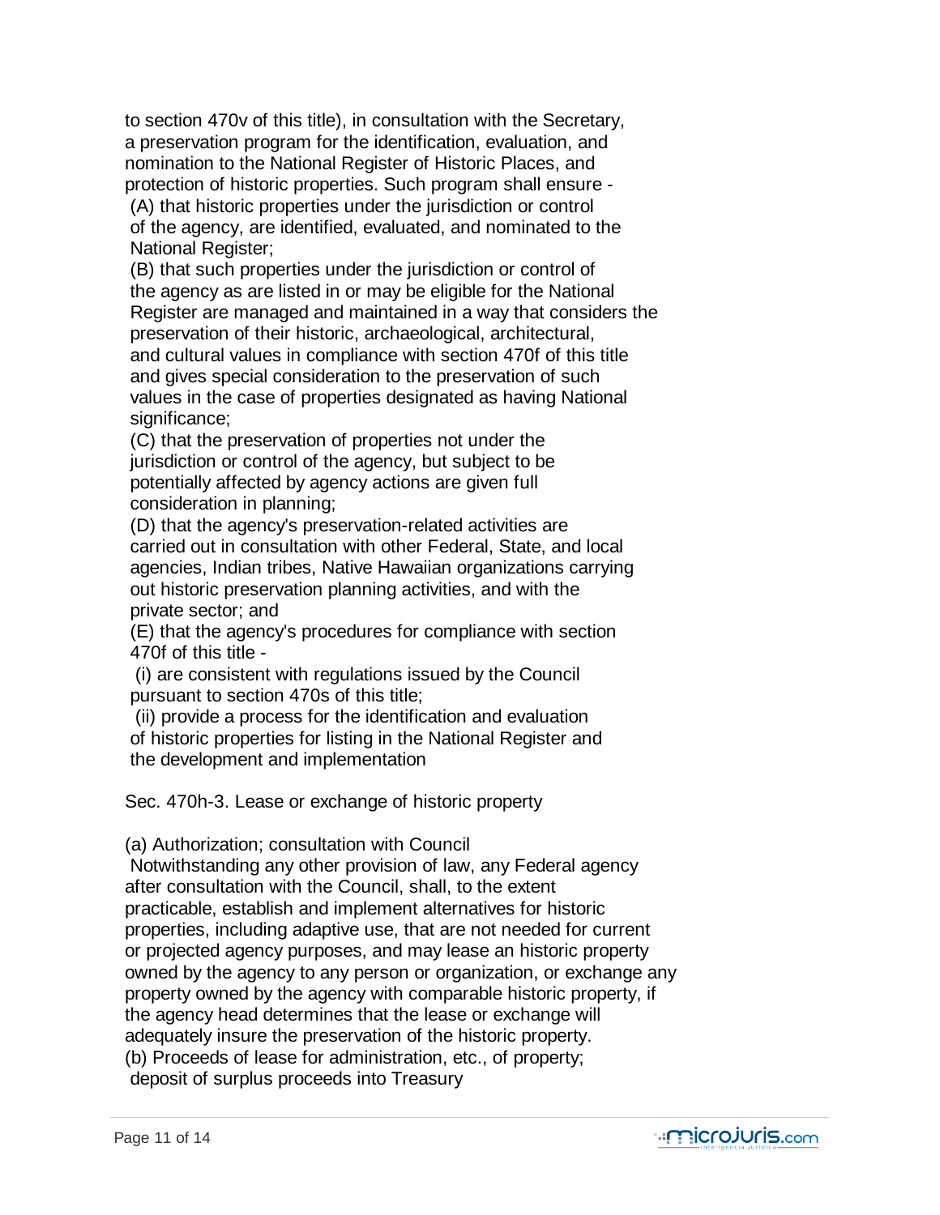to section 470v of this title), in consultation with the Secretary, a preservation program for the identification, evaluation, and nomination to the National Register of Historic Places, and protection of historic properties. Such program shall ensure -

(A) that historic properties under the jurisdiction or control of the agency, are identified, evaluated, and nominated to the National Register;

(B) that such properties under the jurisdiction or control of the agency as are listed in or may be eligible for the National Register are managed and maintained in a way that considers the preservation of their historic, archaeological, architectural, and cultural values in compliance with section 470f of this title and gives special consideration to the preservation of such values in the case of properties designated as having National significance;

(C) that the preservation of properties not under the jurisdiction or control of the agency, but subject to be potentially affected by agency actions are given full consideration in planning;

(D) that the agency's preservation-related activities are carried out in consultation with other Federal, State, and local agencies, Indian tribes, Native Hawaiian organizations carrying out historic preservation planning activities, and with the private sector; and

(E) that the agency's procedures for compliance with section 470f of this title -

(i) are consistent with regulations issued by the Council pursuant to section 470s of this title;

(ii) provide a process for the identification and evaluation of historic properties for listing in the National Register and the development and implementation

Sec. 470h-3. Lease or exchange of historic property

(a) Authorization; consultation with Council

Notwithstanding any other provision of law, any Federal agency after consultation with the Council, shall, to the extent practicable, establish and implement alternatives for historic properties, including adaptive use, that are not needed for current or projected agency purposes, and may lease an historic property owned by the agency to any person or organization, or exchange any property owned by the agency with comparable historic property, if the agency head determines that the lease or exchange will adequately insure the preservation of the historic property.

(b) Proceeds of lease for administration, etc., of property; deposit of surplus proceeds into Treasury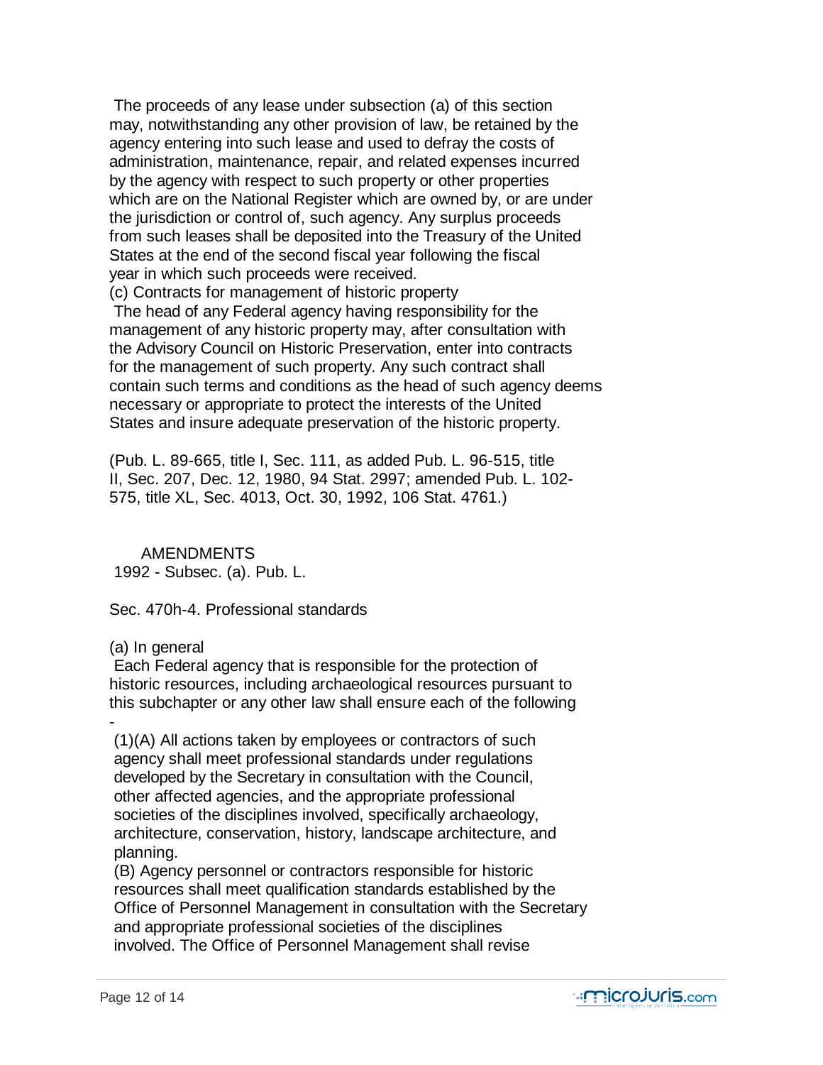The proceeds of any lease under subsection (a) of this section may, notwithstanding any other provision of law, be retained by the agency entering into such lease and used to defray the costs of administration, maintenance, repair, and related expenses incurred by the agency with respect to such property or other properties which are on the National Register which are owned by, or are under the jurisdiction or control of, such agency. Any surplus proceeds from such leases shall be deposited into the Treasury of the United States at the end of the second fiscal year following the fiscal year in which such proceeds were received.

(c) Contracts for management of historic property

The head of any Federal agency having responsibility for the management of any historic property may, after consultation with the Advisory Council on Historic Preservation, enter into contracts for the management of such property. Any such contract shall contain such terms and conditions as the head of such agency deems necessary or appropriate to protect the interests of the United States and insure adequate preservation of the historic property.

(Pub. L. 89-665, title I, Sec. 111, as added Pub. L. 96-515, title II, Sec. 207, Dec. 12, 1980, 94 Stat. 2997; amended Pub. L. 102-575, title XL, Sec. 4013, Oct. 30, 1992, 106 Stat. 4761.)

AMENDMENTS

1992 - Subsec. (a). Pub. L.

Sec. 470h-4. Professional standards

(a) In general

Each Federal agency that is responsible for the protection of historic resources, including archaeological resources pursuant to this subchapter or any other law shall ensure each of the following -

(1)(A) All actions taken by employees or contractors of such agency shall meet professional standards under regulations developed by the Secretary in consultation with the Council, other affected agencies, and the appropriate professional societies of the disciplines involved, specifically archaeology, architecture, conservation, history, landscape architecture, and planning.

(B) Agency personnel or contractors responsible for historic resources shall meet qualification standards established by the Office of Personnel Management in consultation with the Secretary and appropriate professional societies of the disciplines involved. The Office of Personnel Management shall revise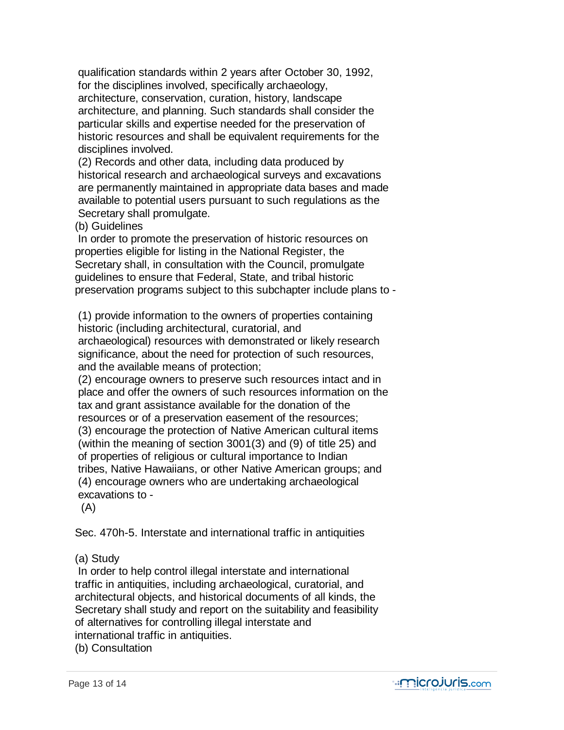qualification standards within 2 years after October 30, 1992, for the disciplines involved, specifically archaeology, architecture, conservation, curation, history, landscape architecture, and planning. Such standards shall consider the particular skills and expertise needed for the preservation of historic resources and shall be equivalent requirements for the disciplines involved.

(2) Records and other data, including data produced by historical research and archaeological surveys and excavations are permanently maintained in appropriate data bases and made available to potential users pursuant to such regulations as the Secretary shall promulgate.

(b) Guidelines

In order to promote the preservation of historic resources on properties eligible for listing in the National Register, the Secretary shall, in consultation with the Council, promulgate guidelines to ensure that Federal, State, and tribal historic preservation programs subject to this subchapter include plans to -

(1) provide information to the owners of properties containing historic (including architectural, curatorial, and archaeological) resources with demonstrated or likely research significance, about the need for protection of such resources, and the available means of protection;

(2) encourage owners to preserve such resources intact and in place and offer the owners of such resources information on the tax and grant assistance available for the donation of the resources or of a preservation easement of the resources;

(3) encourage the protection of Native American cultural items (within the meaning of section 3001(3) and (9) of title 25) and of properties of religious or cultural importance to Indian tribes, Native Hawaiians, or other Native American groups; and

(4) encourage owners who are undertaking archaeological excavations to -

(A)

Sec. 470h-5. Interstate and international traffic in antiquities

(a) Study

In order to help control illegal interstate and international traffic in antiquities, including archaeological, curatorial, and architectural objects, and historical documents of all kinds, the Secretary shall study and report on the suitability and feasibility of alternatives for controlling illegal interstate and international traffic in antiquities.

(b) Consultation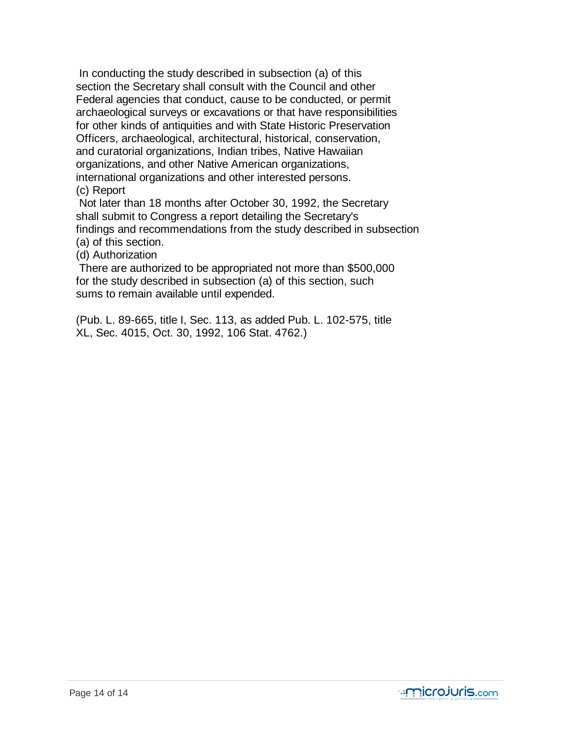In conducting the study described in subsection (a) of this section the Secretary shall consult with the Council and other Federal agencies that conduct, cause to be conducted, or permit archaeological surveys or excavations or that have responsibilities for other kinds of antiquities and with State Historic Preservation Officers, archaeological, architectural, historical, conservation, and curatorial organizations, Indian tribes, Native Hawaiian organizations, and other Native American organizations, international organizations and other interested persons.

(c) Report

Not later than 18 months after October 30, 1992, the Secretary shall submit to Congress a report detailing the Secretary's findings and recommendations from the study described in subsection (a) of this section.

(d) Authorization

There are authorized to be appropriated not more than $500,000 for the study described in subsection (a) of this section, such sums to remain available until expended.

(Pub. L. 89-665, title I, Sec. 113, as added Pub. L. 102-575, title XL, Sec. 4015, Oct. 30, 1992, 106 Stat. 4762.)